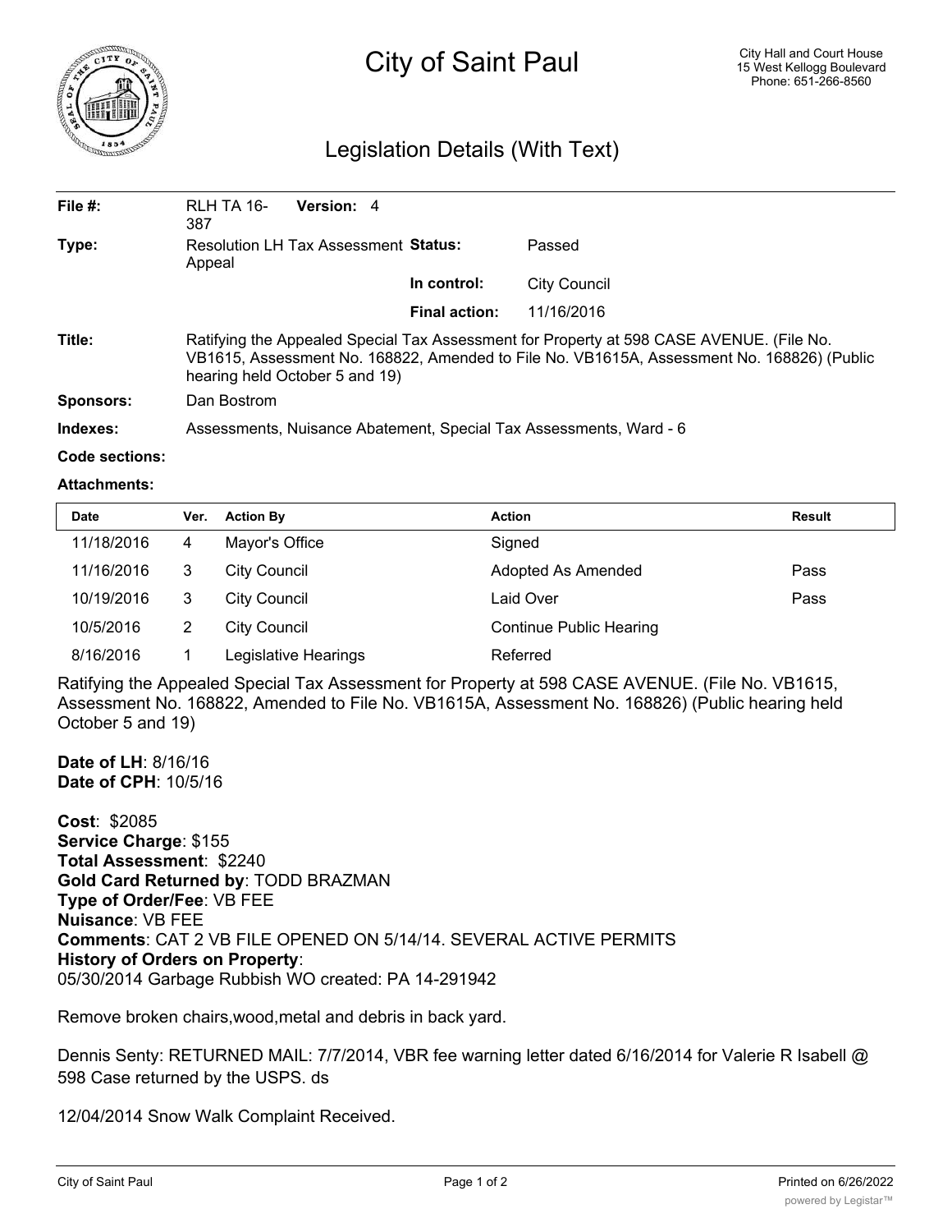# City of Saint Paul

City Hall and Court House
15 West Kellogg Boulevard
Phone: 651-266-8560

## Legislation Details (With Text)

| | | | |
|---|---|---|---|
| **File #:** | RLH TA 16-387 **Version:** 4 | | |
| **Type:** | Resolution LH Tax Assessment Appeal | **Status:** | Passed |
| | | **In control:** | City Council |
| | | **Final action:** | 11/16/2016 |

**Title:** Ratifying the Appealed Special Tax Assessment for Property at 598 CASE AVENUE. (File No. VB1615, Assessment No. 168822, Amended to File No. VB1615A, Assessment No. 168826) (Public hearing held October 5 and 19)

**Sponsors:** Dan Bostrom

**Indexes:** Assessments, Nuisance Abatement, Special Tax Assessments, Ward - 6

**Code sections:**

**Attachments:**

| Date | Ver. | Action By | Action | Result |
|---|---|---|---|---|
| 11/18/2016 | 4 | Mayor's Office | Signed | |
| 11/16/2016 | 3 | City Council | Adopted As Amended | Pass |
| 10/19/2016 | 3 | City Council | Laid Over | Pass |
| 10/5/2016 | 2 | City Council | Continue Public Hearing | |
| 8/16/2016 | 1 | Legislative Hearings | Referred | |

Ratifying the Appealed Special Tax Assessment for Property at 598 CASE AVENUE. (File No. VB1615, Assessment No. 168822, Amended to File No. VB1615A, Assessment No. 168826) (Public hearing held October 5 and 19)

**Date of LH**: 8/16/16
**Date of CPH**: 10/5/16

**Cost**: $2085
**Service Charge**: $155
**Total Assessment**: $2240
**Gold Card Returned by**: TODD BRAZMAN
**Type of Order/Fee**: VB FEE
**Nuisance**: VB FEE
**Comments**: CAT 2 VB FILE OPENED ON 5/14/14. SEVERAL ACTIVE PERMITS
**History of Orders on Property**:
05/30/2014 Garbage Rubbish WO created: PA 14-291942

Remove broken chairs,wood,metal and debris in back yard.

Dennis Senty: RETURNED MAIL: 7/7/2014, VBR fee warning letter dated 6/16/2014 for Valerie R Isabell @ 598 Case returned by the USPS. ds

12/04/2014 Snow Walk Complaint Received.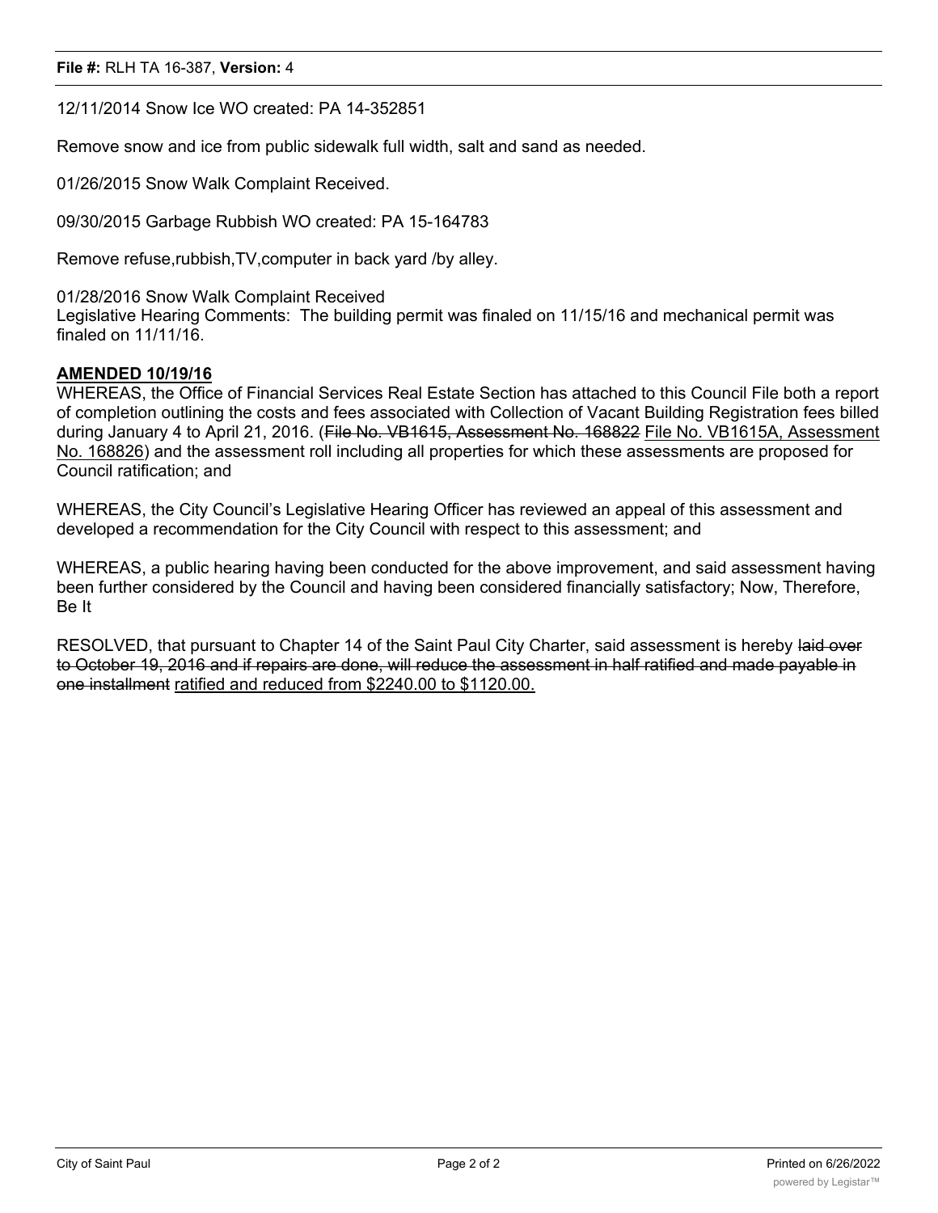12/11/2014 Snow Ice WO created: PA 14-352851

Remove snow and ice from public sidewalk full width, salt and sand as needed.

01/26/2015 Snow Walk Complaint Received.

09/30/2015 Garbage Rubbish WO created: PA 15-164783

Remove refuse,rubbish,TV,computer in back yard /by alley.

01/28/2016 Snow Walk Complaint Received
Legislative Hearing Comments: The building permit was finaled on 11/15/16 and mechanical permit was finaled on 11/11/16.

**AMENDED 10/19/16**
WHEREAS, the Office of Financial Services Real Estate Section has attached to this Council File both a report of completion outlining the costs and fees associated with Collection of Vacant Building Registration fees billed during January 4 to April 21, 2016. (~~File No. VB1615, Assessment No. 168822~~ File No. VB1615A, Assessment No. 168826) and the assessment roll including all properties for which these assessments are proposed for Council ratification; and

WHEREAS, the City Council's Legislative Hearing Officer has reviewed an appeal of this assessment and developed a recommendation for the City Council with respect to this assessment; and

WHEREAS, a public hearing having been conducted for the above improvement, and said assessment having been further considered by the Council and having been considered financially satisfactory; Now, Therefore, Be It

RESOLVED, that pursuant to Chapter 14 of the Saint Paul City Charter, said assessment is hereby ~~laid over to October 19, 2016 and if repairs are done, will reduce the assessment in half ratified and made payable in one installment~~ ratified and reduced from $2240.00 to $1120.00.